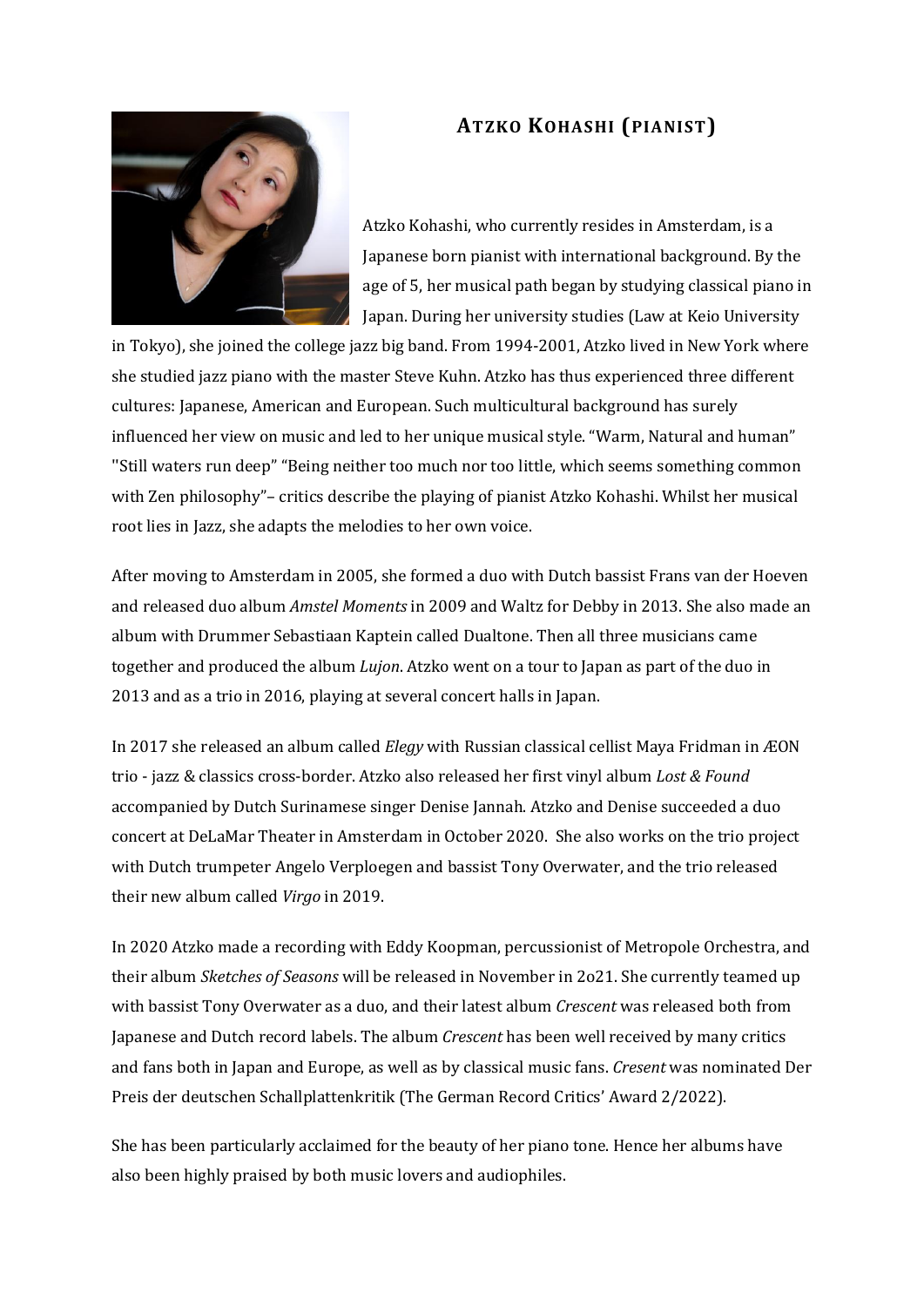# ATZKO KOHASHI (PIANIST)

Atzko Kohashi, who currently resides in Amsterdam, is a Japanese born pianist with international background. By the age of 5, her musical path began by studying classical piano in Japan. During her university studies (Law at Keio University in Tokyo), she joined the college jazz big band. From 1994-2001, Atzko lived in New York where she studied jazz piano with the master Steve Kuhn. Atzko has thus experienced three different cultures: Japanese, American and European. Such multicultural background has surely influenced her view on music and led to her unique musical style. "Warm, Natural and human" "Still waters run deep" "Being neither too much nor too little, which seems something common with Zen philosophy"– critics describe the playing of pianist Atzko Kohashi. Whilst her musical root lies in Jazz, she adapts the melodies to her own voice.

After moving to Amsterdam in 2005, she formed a duo with Dutch bassist Frans van der Hoeven and released duo album *Amstel Moments* in 2009 and Waltz for Debby in 2013. She also made an album with Drummer Sebastiaan Kaptein called Dualtone. Then all three musicians came together and produced the album *Lujon*. Atzko went on a tour to Japan as part of the duo in 2013 and as a trio in 2016, playing at several concert halls in Japan.

In 2017 she released an album called *Elegy* with Russian classical cellist Maya Fridman in ÆON trio - jazz & classics cross-border. Atzko also released her first vinyl album *Lost & Found* accompanied by Dutch Surinamese singer Denise Jannah. Atzko and Denise succeeded a duo concert at DeLaMar Theater in Amsterdam in October 2020. She also works on the trio project with Dutch trumpeter Angelo Verploegen and bassist Tony Overwater, and the trio released their new album called *Virgo* in 2019.

In 2020 Atzko made a recording with Eddy Koopman, percussionist of Metropole Orchestra, and their album *Sketches of Seasons* will be released in November in 2o21. She currently teamed up with bassist Tony Overwater as a duo, and their latest album *Crescent* was released both from Japanese and Dutch record labels. The album *Crescent* has been well received by many critics and fans both in Japan and Europe, as well as by classical music fans. *Cresent* was nominated Der Preis der deutschen Schallplattenkritik (The German Record Critics' Award 2/2022).

She has been particularly acclaimed for the beauty of her piano tone. Hence her albums have also been highly praised by both music lovers and audiophiles.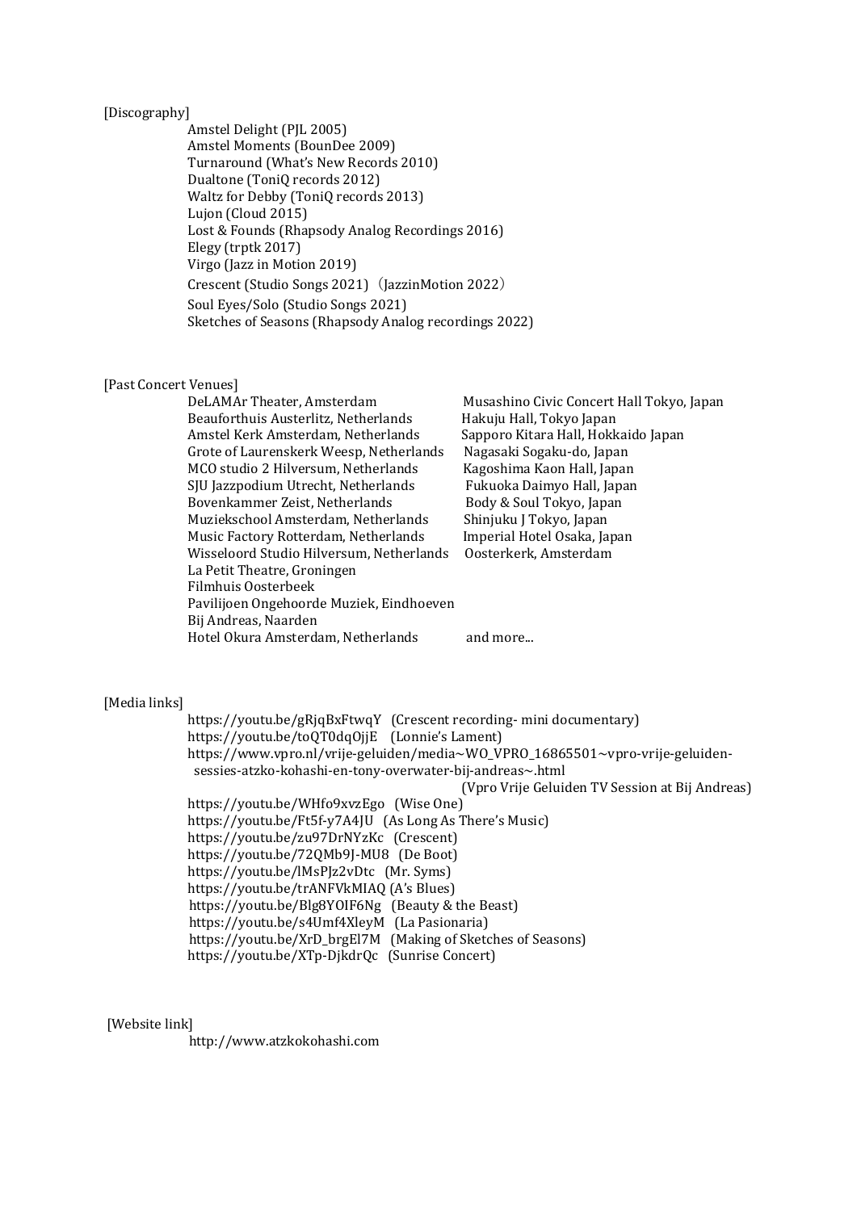[Discography]

Amstel Delight (PJL 2005)
Amstel Moments (BounDee 2009)
Turnaround (What's New Records 2010)
Dualtone (ToniQ records 2012)
Waltz for Debby (ToniQ records 2013)
Lujon (Cloud 2015)
Lost & Founds (Rhapsody Analog Recordings 2016)
Elegy (trptk 2017)
Virgo (Jazz in Motion 2019)
Crescent (Studio Songs 2021)（JazzinMotion 2022）
Soul Eyes/Solo (Studio Songs 2021)
Sketches of Seasons (Rhapsody Analog recordings 2022)

[Past Concert Venues]

DeLAMAr Theater, Amsterdam
Beauforthuis Austerlitz, Netherlands
Amstel Kerk Amsterdam, Netherlands
Grote of Laurenskerk Weesp, Netherlands
MCO studio 2 Hilversum, Netherlands
SJU Jazzpodium Utrecht, Netherlands
Bovenkammer Zeist, Netherlands
Muziekschool Amsterdam, Netherlands
Music Factory Rotterdam, Netherlands
Wisseloord Studio Hilversum, Netherlands
La Petit Theatre, Groningen
Filmhuis Oosterbeek
Pavilijoen Ongehoorde Muziek, Eindhoeven
Bij Andreas, Naarden
Hotel Okura Amsterdam, Netherlands
Musashino Civic Concert Hall Tokyo, Japan
Hakuju Hall, Tokyo Japan
Sapporo Kitara Hall, Hokkaido Japan
Nagasaki Sogaku-do, Japan
Kagoshima Kaon Hall, Japan
Fukuoka Daimyo Hall, Japan
Body & Soul Tokyo, Japan
Shinjuku J Tokyo, Japan
Imperial Hotel Osaka, Japan
Oosterkerk, Amsterdam
and more...

[Media links]

https://youtu.be/gRjqBxFtwqY (Crescent recording- mini documentary)
https://youtu.be/toQT0dqOjjE (Lonnie's Lament)
https://www.vpro.nl/vrije-geluiden/media~WO_VPRO_16865501~vpro-vrije-geluiden-sessies-atzko-kohashi-en-tony-overwater-bij-andreas~.html (Vpro Vrije Geluiden TV Session at Bij Andreas)
https://youtu.be/WHfo9xvzEgo (Wise One)
https://youtu.be/Ft5f-y7A4JU (As Long As There's Music)
https://youtu.be/zu97DrNYzKc (Crescent)
https://youtu.be/72QMb9J-MU8 (De Boot)
https://youtu.be/lMsPJz2vDtc (Mr. Syms)
https://youtu.be/trANFVkMIAQ (A's Blues)
https://youtu.be/Blg8YOIF6Ng (Beauty & the Beast)
https://youtu.be/s4Umf4XleyM (La Pasionaria)
https://youtu.be/XrD_brgEl7M (Making of Sketches of Seasons)
https://youtu.be/XTp-DjkdrQc (Sunrise Concert)

[Website link]

http://www.atzkokohashi.com